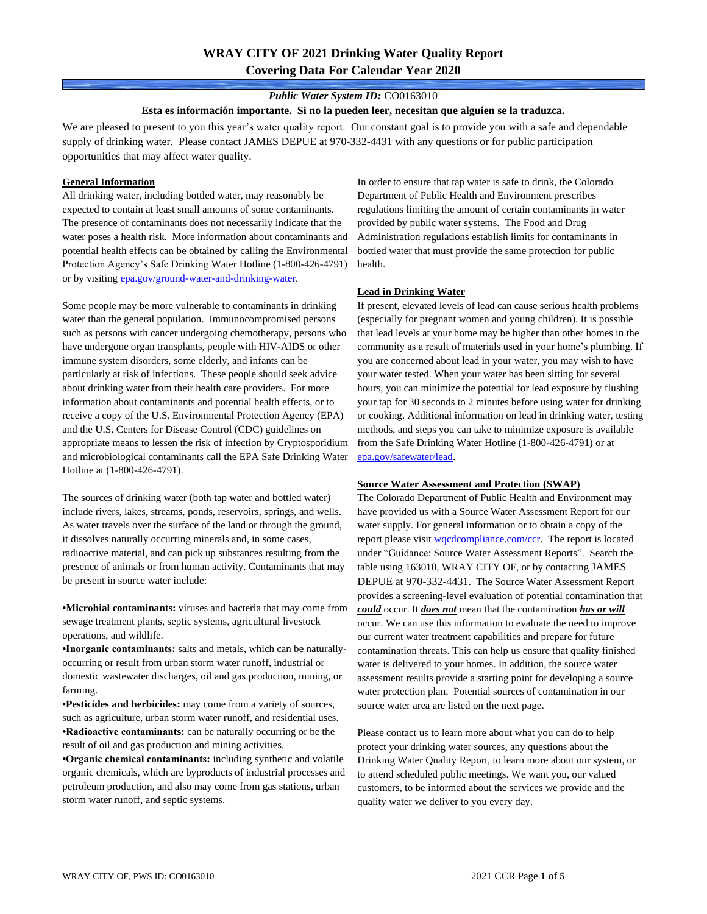# WRAY CITY OF 2021 Drinking Water Quality Report
## Covering Data For Calendar Year 2020

***Public Water System ID:*** CO0163010

**Esta es información importante. Si no la pueden leer, necesitan que alguien se la traduzca.**

We are pleased to present to you this year's water quality report. Our constant goal is to provide you with a safe and dependable supply of drinking water. Please contact JAMES DEPUE at 970-332-4431 with any questions or for public participation opportunities that may affect water quality.

### General Information

All drinking water, including bottled water, may reasonably be expected to contain at least small amounts of some contaminants. The presence of contaminants does not necessarily indicate that the water poses a health risk. More information about contaminants and potential health effects can be obtained by calling the Environmental Protection Agency's Safe Drinking Water Hotline (1-800-426-4791) or by visiting epa.gov/ground-water-and-drinking-water.

Some people may be more vulnerable to contaminants in drinking water than the general population. Immunocompromised persons such as persons with cancer undergoing chemotherapy, persons who have undergone organ transplants, people with HIV-AIDS or other immune system disorders, some elderly, and infants can be particularly at risk of infections. These people should seek advice about drinking water from their health care providers. For more information about contaminants and potential health effects, or to receive a copy of the U.S. Environmental Protection Agency (EPA) and the U.S. Centers for Disease Control (CDC) guidelines on appropriate means to lessen the risk of infection by Cryptosporidium and microbiological contaminants call the EPA Safe Drinking Water Hotline at (1-800-426-4791).

The sources of drinking water (both tap water and bottled water) include rivers, lakes, streams, ponds, reservoirs, springs, and wells. As water travels over the surface of the land or through the ground, it dissolves naturally occurring minerals and, in some cases, radioactive material, and can pick up substances resulting from the presence of animals or from human activity. Contaminants that may be present in source water include:

- **Microbial contaminants:** viruses and bacteria that may come from sewage treatment plants, septic systems, agricultural livestock operations, and wildlife.
- **Inorganic contaminants:** salts and metals, which can be naturally-occurring or result from urban storm water runoff, industrial or domestic wastewater discharges, oil and gas production, mining, or farming.
- **Pesticides and herbicides:** may come from a variety of sources, such as agriculture, urban storm water runoff, and residential uses.
- **Radioactive contaminants:** can be naturally occurring or be the result of oil and gas production and mining activities.
- **Organic chemical contaminants:** including synthetic and volatile organic chemicals, which are byproducts of industrial processes and petroleum production, and also may come from gas stations, urban storm water runoff, and septic systems.

In order to ensure that tap water is safe to drink, the Colorado Department of Public Health and Environment prescribes regulations limiting the amount of certain contaminants in water provided by public water systems. The Food and Drug Administration regulations establish limits for contaminants in bottled water that must provide the same protection for public health.

### Lead in Drinking Water

If present, elevated levels of lead can cause serious health problems (especially for pregnant women and young children). It is possible that lead levels at your home may be higher than other homes in the community as a result of materials used in your home's plumbing. If you are concerned about lead in your water, you may wish to have your water tested. When your water has been sitting for several hours, you can minimize the potential for lead exposure by flushing your tap for 30 seconds to 2 minutes before using water for drinking or cooking. Additional information on lead in drinking water, testing methods, and steps you can take to minimize exposure is available from the Safe Drinking Water Hotline (1-800-426-4791) or at epa.gov/safewater/lead.

### Source Water Assessment and Protection (SWAP)

The Colorado Department of Public Health and Environment may have provided us with a Source Water Assessment Report for our water supply. For general information or to obtain a copy of the report please visit wqcdcompliance.com/ccr. The report is located under "Guidance: Source Water Assessment Reports". Search the table using 163010, WRAY CITY OF, or by contacting JAMES DEPUE at 970-332-4431. The Source Water Assessment Report provides a screening-level evaluation of potential contamination that ***could*** occur. It ***does not*** mean that the contamination ***has or will*** occur. We can use this information to evaluate the need to improve our current water treatment capabilities and prepare for future contamination threats. This can help us ensure that quality finished water is delivered to your homes. In addition, the source water assessment results provide a starting point for developing a source water protection plan. Potential sources of contamination in our source water area are listed on the next page.

Please contact us to learn more about what you can do to help protect your drinking water sources, any questions about the Drinking Water Quality Report, to learn more about our system, or to attend scheduled public meetings. We want you, our valued customers, to be informed about the services we provide and the quality water we deliver to you every day.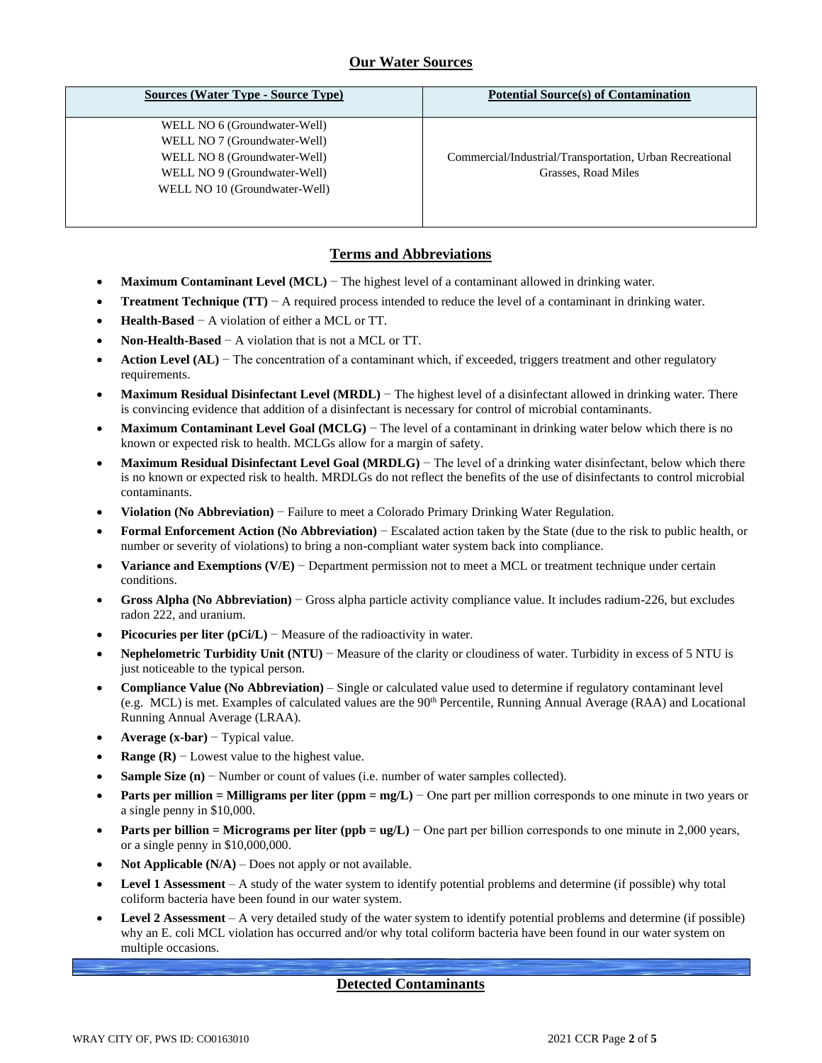## Our Water Sources

| Sources (Water Type - Source Type) | Potential Source(s) of Contamination |
|---|---|
| WELL NO 6 (Groundwater-Well)<br>WELL NO 7 (Groundwater-Well)<br>WELL NO 8 (Groundwater-Well)<br>WELL NO 9 (Groundwater-Well)<br>WELL NO 10 (Groundwater-Well) | Commercial/Industrial/Transportation, Urban Recreational Grasses, Road Miles |

## Terms and Abbreviations

- **Maximum Contaminant Level (MCL)** − The highest level of a contaminant allowed in drinking water.
- **Treatment Technique (TT)** − A required process intended to reduce the level of a contaminant in drinking water.
- **Health-Based** − A violation of either a MCL or TT.
- **Non-Health-Based** − A violation that is not a MCL or TT.
- **Action Level (AL)** − The concentration of a contaminant which, if exceeded, triggers treatment and other regulatory requirements.
- **Maximum Residual Disinfectant Level (MRDL)** − The highest level of a disinfectant allowed in drinking water. There is convincing evidence that addition of a disinfectant is necessary for control of microbial contaminants.
- **Maximum Contaminant Level Goal (MCLG)** − The level of a contaminant in drinking water below which there is no known or expected risk to health. MCLGs allow for a margin of safety.
- **Maximum Residual Disinfectant Level Goal (MRDLG)** − The level of a drinking water disinfectant, below which there is no known or expected risk to health. MRDLGs do not reflect the benefits of the use of disinfectants to control microbial contaminants.
- **Violation (No Abbreviation)** − Failure to meet a Colorado Primary Drinking Water Regulation.
- **Formal Enforcement Action (No Abbreviation)** − Escalated action taken by the State (due to the risk to public health, or number or severity of violations) to bring a non-compliant water system back into compliance.
- **Variance and Exemptions (V/E)** − Department permission not to meet a MCL or treatment technique under certain conditions.
- **Gross Alpha (No Abbreviation)** − Gross alpha particle activity compliance value. It includes radium-226, but excludes radon 222, and uranium.
- **Picocuries per liter (pCi/L)** − Measure of the radioactivity in water.
- **Nephelometric Turbidity Unit (NTU)** − Measure of the clarity or cloudiness of water. Turbidity in excess of 5 NTU is just noticeable to the typical person.
- **Compliance Value (No Abbreviation)** – Single or calculated value used to determine if regulatory contaminant level (e.g. MCL) is met. Examples of calculated values are the 90th Percentile, Running Annual Average (RAA) and Locational Running Annual Average (LRAA).
- **Average (x-bar)** − Typical value.
- **Range (R)** − Lowest value to the highest value.
- **Sample Size (n)** − Number or count of values (i.e. number of water samples collected).
- **Parts per million = Milligrams per liter (ppm = mg/L)** − One part per million corresponds to one minute in two years or a single penny in $10,000.
- **Parts per billion = Micrograms per liter (ppb = ug/L)** − One part per billion corresponds to one minute in 2,000 years, or a single penny in $10,000,000.
- **Not Applicable (N/A)** – Does not apply or not available.
- **Level 1 Assessment** – A study of the water system to identify potential problems and determine (if possible) why total coliform bacteria have been found in our water system.
- **Level 2 Assessment** – A very detailed study of the water system to identify potential problems and determine (if possible) why an E. coli MCL violation has occurred and/or why total coliform bacteria have been found in our water system on multiple occasions.

## Detected Contaminants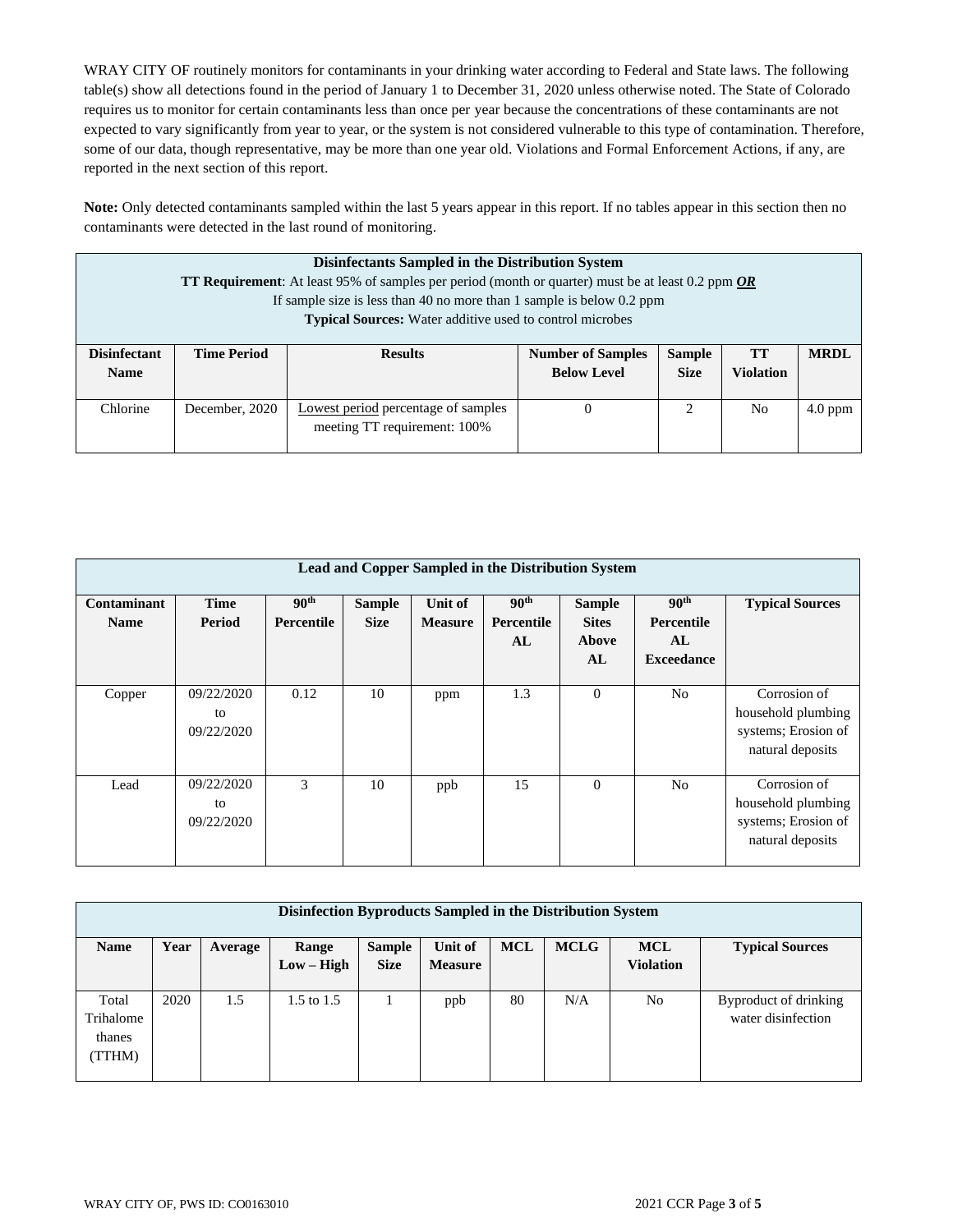WRAY CITY OF routinely monitors for contaminants in your drinking water according to Federal and State laws. The following table(s) show all detections found in the period of January 1 to December 31, 2020 unless otherwise noted. The State of Colorado requires us to monitor for certain contaminants less than once per year because the concentrations of these contaminants are not expected to vary significantly from year to year, or the system is not considered vulnerable to this type of contamination. Therefore, some of our data, though representative, may be more than one year old. Violations and Formal Enforcement Actions, if any, are reported in the next section of this report.

**Note:** Only detected contaminants sampled within the last 5 years appear in this report. If no tables appear in this section then no contaminants were detected in the last round of monitoring.

| **Disinfectants Sampled in the Distribution System**<br>**TT Requirement**: At least 95% of samples per period (month or quarter) must be at least 0.2 ppm ***OR***<br>If sample size is less than 40 no more than 1 sample is below 0.2 ppm<br>**Typical Sources:** Water additive used to control microbes | | | | | | |
|---|---|---|---|---|---|---|
| **Disinfectant Name** | **Time Period** | **Results** | **Number of Samples Below Level** | **Sample Size** | **TT Violation** | **MRDL** |
| Chlorine | December, 2020 | Lowest period percentage of samples meeting TT requirement: 100% | 0 | 2 | No | 4.0 ppm |

| **Lead and Copper Sampled in the Distribution System** | | | | | | | | |
|---|---|---|---|---|---|---|---|---|
| **Contaminant Name** | **Time Period** | **90th Percentile** | **Sample Size** | **Unit of Measure** | **90th Percentile AL** | **Sample Sites Above AL** | **90th Percentile AL Exceedance** | **Typical Sources** |
| Copper | 09/22/2020 to 09/22/2020 | 0.12 | 10 | ppm | 1.3 | 0 | No | Corrosion of household plumbing systems; Erosion of natural deposits |
| Lead | 09/22/2020 to 09/22/2020 | 3 | 10 | ppb | 15 | 0 | No | Corrosion of household plumbing systems; Erosion of natural deposits |

| **Disinfection Byproducts Sampled in the Distribution System** | | | | | | | | | |
|---|---|---|---|---|---|---|---|---|---|
| **Name** | **Year** | **Average** | **Range Low – High** | **Sample Size** | **Unit of Measure** | **MCL** | **MCLG** | **MCL Violation** | **Typical Sources** |
| Total Trihalomethanes (TTHM) | 2020 | 1.5 | 1.5 to 1.5 | 1 | ppb | 80 | N/A | No | Byproduct of drinking water disinfection |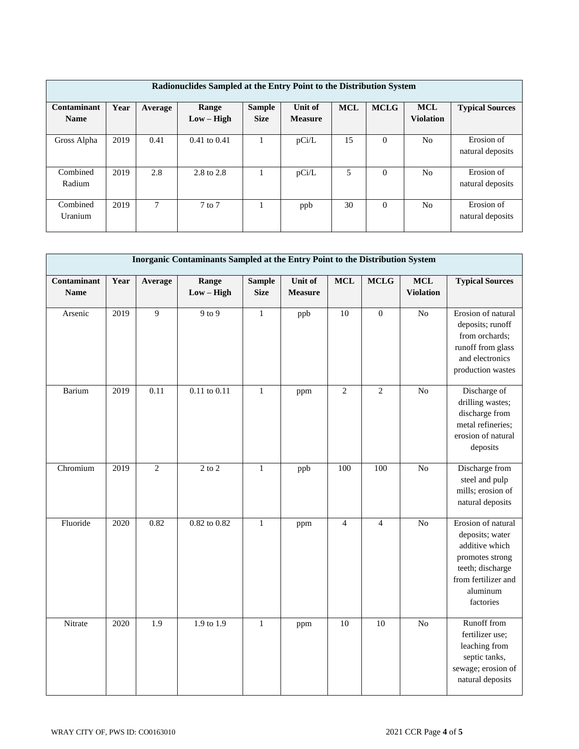| Radionuclides Sampled at the Entry Point to the Distribution System | | | | | | | | | |
|---|---|---|---|---|---|---|---|---|---|
| **Contaminant Name** | **Year** | **Average** | **Range Low – High** | **Sample Size** | **Unit of Measure** | **MCL** | **MCLG** | **MCL Violation** | **Typical Sources** |
| Gross Alpha | 2019 | 0.41 | 0.41 to 0.41 | 1 | pCi/L | 15 | 0 | No | Erosion of natural deposits |
| Combined Radium | 2019 | 2.8 | 2.8 to 2.8 | 1 | pCi/L | 5 | 0 | No | Erosion of natural deposits |
| Combined Uranium | 2019 | 7 | 7 to 7 | 1 | ppb | 30 | 0 | No | Erosion of natural deposits |

| Inorganic Contaminants Sampled at the Entry Point to the Distribution System | | | | | | | | | |
|---|---|---|---|---|---|---|---|---|---|
| **Contaminant Name** | **Year** | **Average** | **Range Low – High** | **Sample Size** | **Unit of Measure** | **MCL** | **MCLG** | **MCL Violation** | **Typical Sources** |
| Arsenic | 2019 | 9 | 9 to 9 | 1 | ppb | 10 | 0 | No | Erosion of natural deposits; runoff from orchards; runoff from glass and electronics production wastes |
| Barium | 2019 | 0.11 | 0.11 to 0.11 | 1 | ppm | 2 | 2 | No | Discharge of drilling wastes; discharge from metal refineries; erosion of natural deposits |
| Chromium | 2019 | 2 | 2 to 2 | 1 | ppb | 100 | 100 | No | Discharge from steel and pulp mills; erosion of natural deposits |
| Fluoride | 2020 | 0.82 | 0.82 to 0.82 | 1 | ppm | 4 | 4 | No | Erosion of natural deposits; water additive which promotes strong teeth; discharge from fertilizer and aluminum factories |
| Nitrate | 2020 | 1.9 | 1.9 to 1.9 | 1 | ppm | 10 | 10 | No | Runoff from fertilizer use; leaching from septic tanks, sewage; erosion of natural deposits |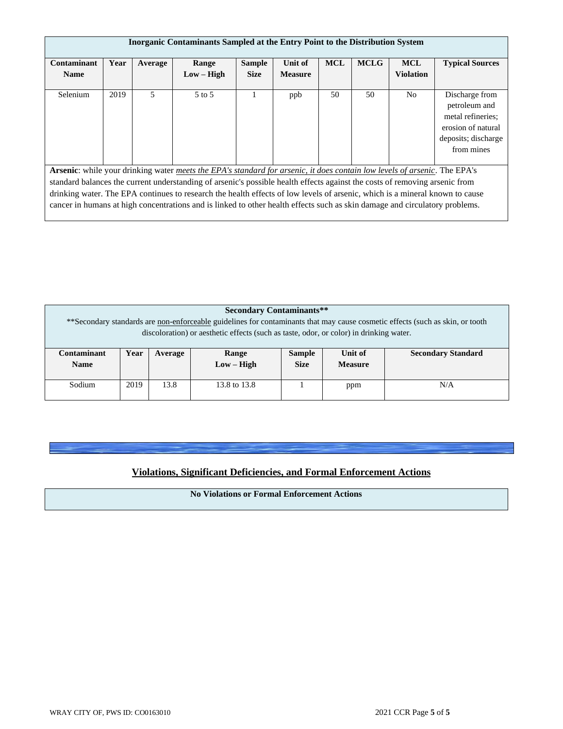| Inorganic Contaminants Sampled at the Entry Point to the Distribution System | | | | | | | | | |
|---|---|---|---|---|---|---|---|---|---|
| **Contaminant Name** | **Year** | **Average** | **Range Low – High** | **Sample Size** | **Unit of Measure** | **MCL** | **MCLG** | **MCL Violation** | **Typical Sources** |
| Selenium | 2019 | 5 | 5 to 5 | 1 | ppb | 50 | 50 | No | Discharge from petroleum and metal refineries; erosion of natural deposits; discharge from mines |

**Arsenic**: while your drinking water *meets the EPA's standard for arsenic, it does contain low levels of arsenic*. The EPA's standard balances the current understanding of arsenic's possible health effects against the costs of removing arsenic from drinking water. The EPA continues to research the health effects of low levels of arsenic, which is a mineral known to cause cancer in humans at high concentrations and is linked to other health effects such as skin damage and circulatory problems.

**Secondary Contaminants****

**Secondary standards are non-enforceable guidelines for contaminants that may cause cosmetic effects (such as skin, or tooth discoloration) or aesthetic effects (such as taste, odor, or color) in drinking water.

| Contaminant Name | Year | Average | Range Low – High | Sample Size | Unit of Measure | Secondary Standard |
|---|---|---|---|---|---|---|
| Sodium | 2019 | 13.8 | 13.8 to 13.8 | 1 | ppm | N/A |

## Violations, Significant Deficiencies, and Formal Enforcement Actions

**No Violations or Formal Enforcement Actions**